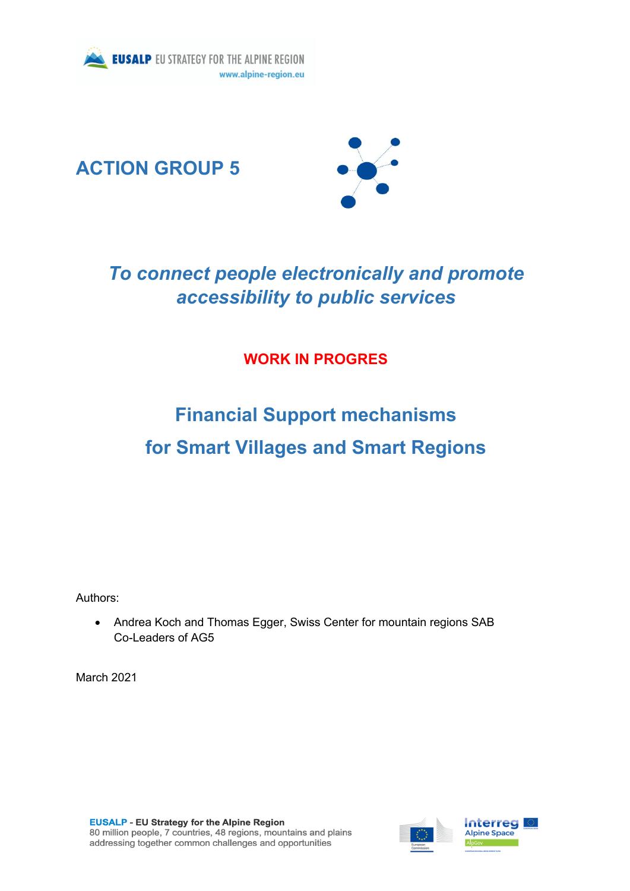EUSALP EU STRATEGY FOR THE ALPINE REGION
www.alpine-region.eu

# ACTION GROUP 5

## *To connect people electronically and promote accessibility to public services*

**WORK IN PROGRES**

# Financial Support mechanisms for Smart Villages and Smart Regions

Authors:

- Andrea Koch and Thomas Egger, Swiss Center for mountain regions SAB Co-Leaders of AG5

March 2021

**EUSALP - EU Strategy for the Alpine Region**
80 million people, 7 countries, 48 regions, mountains and plains addressing together common challenges and opportunities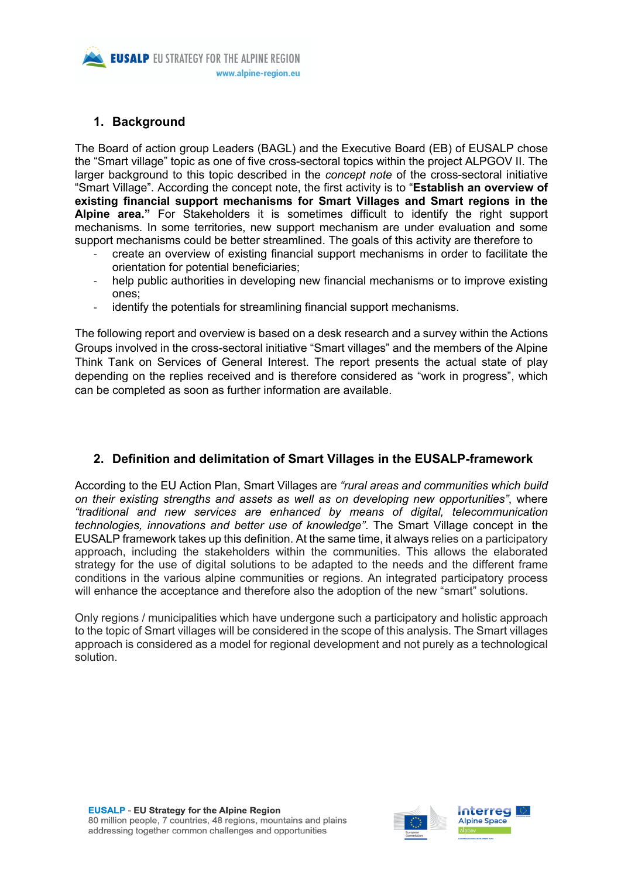## 1. Background

The Board of action group Leaders (BAGL) and the Executive Board (EB) of EUSALP chose the "Smart village" topic as one of five cross-sectoral topics within the project ALPGOV II. The larger background to this topic described in the *concept note* of the cross-sectoral initiative "Smart Village". According the concept note, the first activity is to "**Establish an overview of existing financial support mechanisms for Smart Villages and Smart regions in the Alpine area.**" For Stakeholders it is sometimes difficult to identify the right support mechanisms. In some territories, new support mechanism are under evaluation and some support mechanisms could be better streamlined. The goals of this activity are therefore to

- create an overview of existing financial support mechanisms in order to facilitate the orientation for potential beneficiaries;
- help public authorities in developing new financial mechanisms or to improve existing ones;
- identify the potentials for streamlining financial support mechanisms.

The following report and overview is based on a desk research and a survey within the Actions Groups involved in the cross-sectoral initiative "Smart villages" and the members of the Alpine Think Tank on Services of General Interest. The report presents the actual state of play depending on the replies received and is therefore considered as "work in progress", which can be completed as soon as further information are available.

## 2. Definition and delimitation of Smart Villages in the EUSALP-framework

According to the EU Action Plan, Smart Villages are *"rural areas and communities which build on their existing strengths and assets as well as on developing new opportunities"*, where *"traditional and new services are enhanced by means of digital, telecommunication technologies, innovations and better use of knowledge"*. The Smart Village concept in the EUSALP framework takes up this definition. At the same time, it always relies on a participatory approach, including the stakeholders within the communities. This allows the elaborated strategy for the use of digital solutions to be adapted to the needs and the different frame conditions in the various alpine communities or regions. An integrated participatory process will enhance the acceptance and therefore also the adoption of the new "smart" solutions.

Only regions / municipalities which have undergone such a participatory and holistic approach to the topic of Smart villages will be considered in the scope of this analysis. The Smart villages approach is considered as a model for regional development and not purely as a technological solution.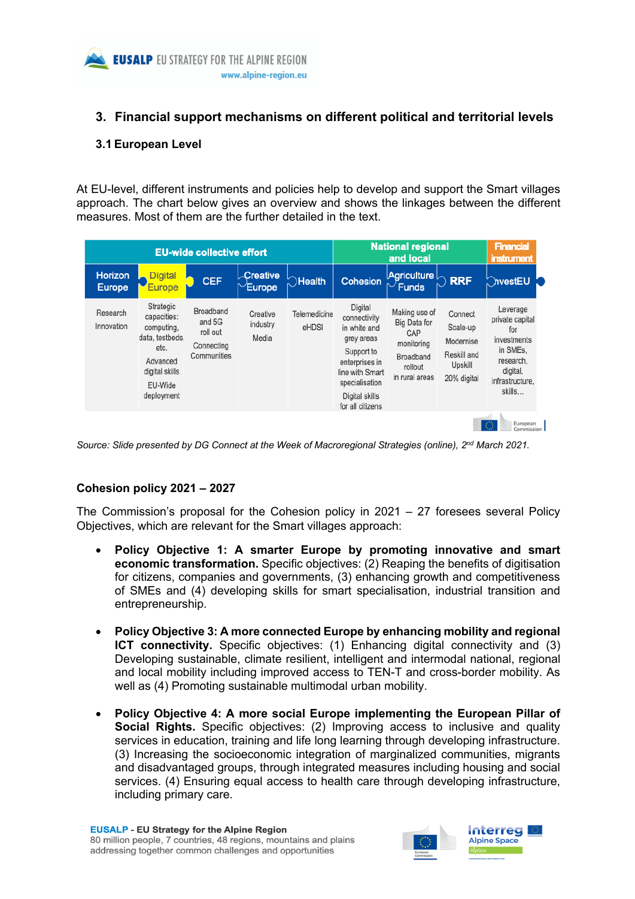## 3. Financial support mechanisms on different political and territorial levels

### 3.1 European Level

At EU-level, different instruments and policies help to develop and support the Smart villages approach. The chart below gives an overview and shows the linkages between the different measures. Most of them are the further detailed in the text.

| EU-wide collective effort | | | | | National regional and local | | | Financial instrument |
|---|---|---|---|---|---|---|---|---|
| Horizon Europe | Digital Europe | CEF | Creative Europe | Health | Cohesion | Agriculture Funds | RRF | InvestEU |
| Research Innovation | Strategic capacities: computing, data, testbeds etc. Advanced digital skills EU-Wide deployment | Broadband and 5G roll out Connecting Communities | Creative industry Media | Telemedicine eHDSI | Digital connectivity in white and grey areas Support to enterprises in line with Smart specialisation Digital skills for all citizens | Making use of Big Data for CAP monitoring Broadband rollout in rural areas | Connect Scale-up Modernise Reskill and Upskill 20% digital | Leverage private capital for investments in SMEs, research, digital, infrastructure, skills... |

*Source: Slide presented by DG Connect at the Week of Macroregional Strategies (online), 2nd March 2021.*

**Cohesion policy 2021 – 2027**

The Commission's proposal for the Cohesion policy in 2021 – 27 foresees several Policy Objectives, which are relevant for the Smart villages approach:

- **Policy Objective 1: A smarter Europe by promoting innovative and smart economic transformation.** Specific objectives: (2) Reaping the benefits of digitisation for citizens, companies and governments, (3) enhancing growth and competitiveness of SMEs and (4) developing skills for smart specialisation, industrial transition and entrepreneurship.
- **Policy Objective 3: A more connected Europe by enhancing mobility and regional ICT connectivity.** Specific objectives: (1) Enhancing digital connectivity and (3) Developing sustainable, climate resilient, intelligent and intermodal national, regional and local mobility including improved access to TEN-T and cross-border mobility. As well as (4) Promoting sustainable multimodal urban mobility.
- **Policy Objective 4: A more social Europe implementing the European Pillar of Social Rights.** Specific objectives: (2) Improving access to inclusive and quality services in education, training and life long learning through developing infrastructure. (3) Increasing the socioeconomic integration of marginalized communities, migrants and disadvantaged groups, through integrated measures including housing and social services. (4) Ensuring equal access to health care through developing infrastructure, including primary care.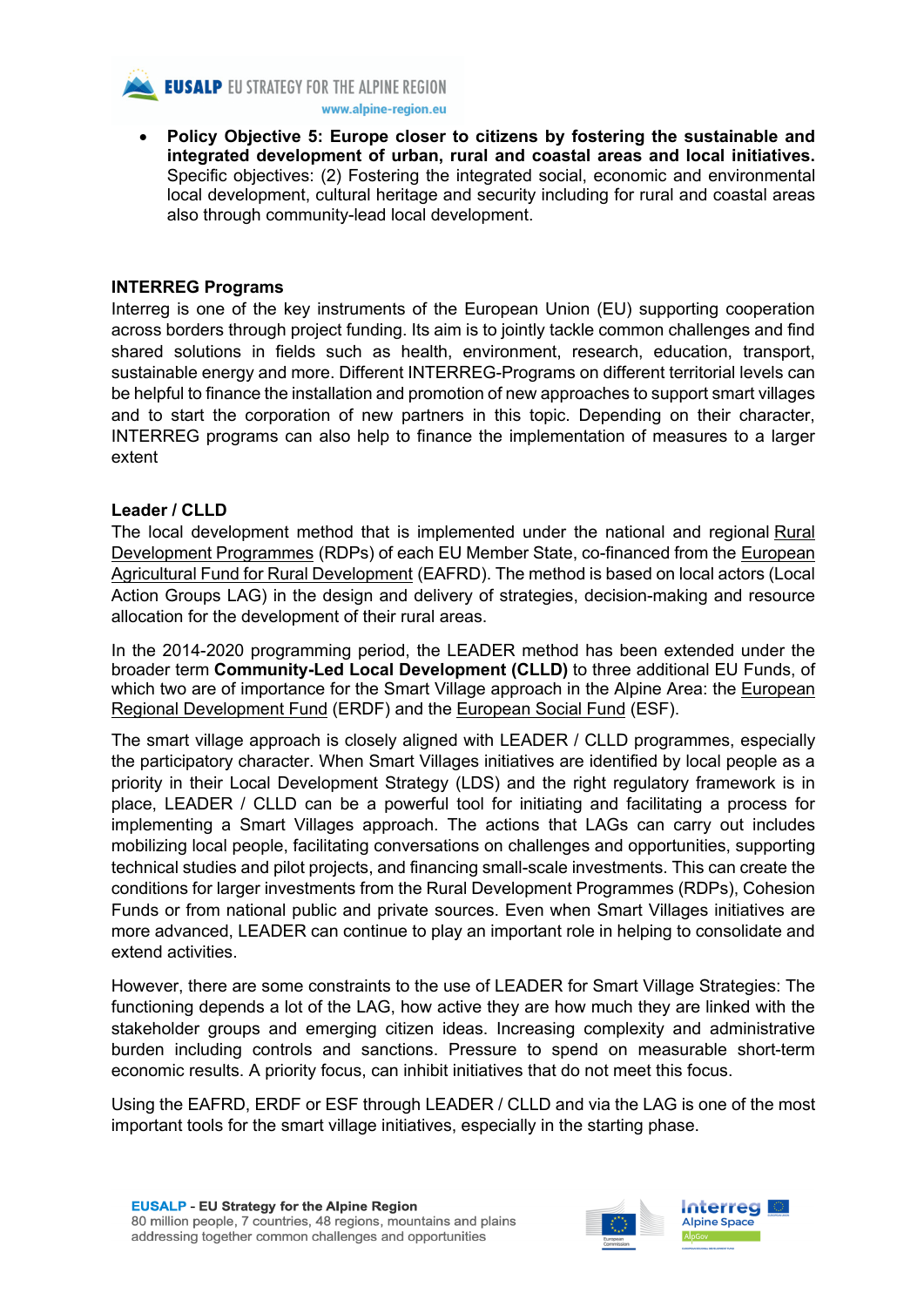- **Policy Objective 5: Europe closer to citizens by fostering the sustainable and integrated development of urban, rural and coastal areas and local initiatives.** Specific objectives: (2) Fostering the integrated social, economic and environmental local development, cultural heritage and security including for rural and coastal areas also through community-lead local development.

**INTERREG Programs**

Interreg is one of the key instruments of the European Union (EU) supporting cooperation across borders through project funding. Its aim is to jointly tackle common challenges and find shared solutions in fields such as health, environment, research, education, transport, sustainable energy and more. Different INTERREG-Programs on different territorial levels can be helpful to finance the installation and promotion of new approaches to support smart villages and to start the corporation of new partners in this topic. Depending on their character, INTERREG programs can also help to finance the implementation of measures to a larger extent

**Leader / CLLD**

The local development method that is implemented under the national and regional Rural Development Programmes (RDPs) of each EU Member State, co-financed from the European Agricultural Fund for Rural Development (EAFRD). The method is based on local actors (Local Action Groups LAG) in the design and delivery of strategies, decision-making and resource allocation for the development of their rural areas.

In the 2014-2020 programming period, the LEADER method has been extended under the broader term **Community-Led Local Development (CLLD)** to three additional EU Funds, of which two are of importance for the Smart Village approach in the Alpine Area: the European Regional Development Fund (ERDF) and the European Social Fund (ESF).

The smart village approach is closely aligned with LEADER / CLLD programmes, especially the participatory character. When Smart Villages initiatives are identified by local people as a priority in their Local Development Strategy (LDS) and the right regulatory framework is in place, LEADER / CLLD can be a powerful tool for initiating and facilitating a process for implementing a Smart Villages approach. The actions that LAGs can carry out includes mobilizing local people, facilitating conversations on challenges and opportunities, supporting technical studies and pilot projects, and financing small-scale investments. This can create the conditions for larger investments from the Rural Development Programmes (RDPs), Cohesion Funds or from national public and private sources. Even when Smart Villages initiatives are more advanced, LEADER can continue to play an important role in helping to consolidate and extend activities.

However, there are some constraints to the use of LEADER for Smart Village Strategies: The functioning depends a lot of the LAG, how active they are how much they are linked with the stakeholder groups and emerging citizen ideas. Increasing complexity and administrative burden including controls and sanctions. Pressure to spend on measurable short-term economic results. A priority focus, can inhibit initiatives that do not meet this focus.

Using the EAFRD, ERDF or ESF through LEADER / CLLD and via the LAG is one of the most important tools for the smart village initiatives, especially in the starting phase.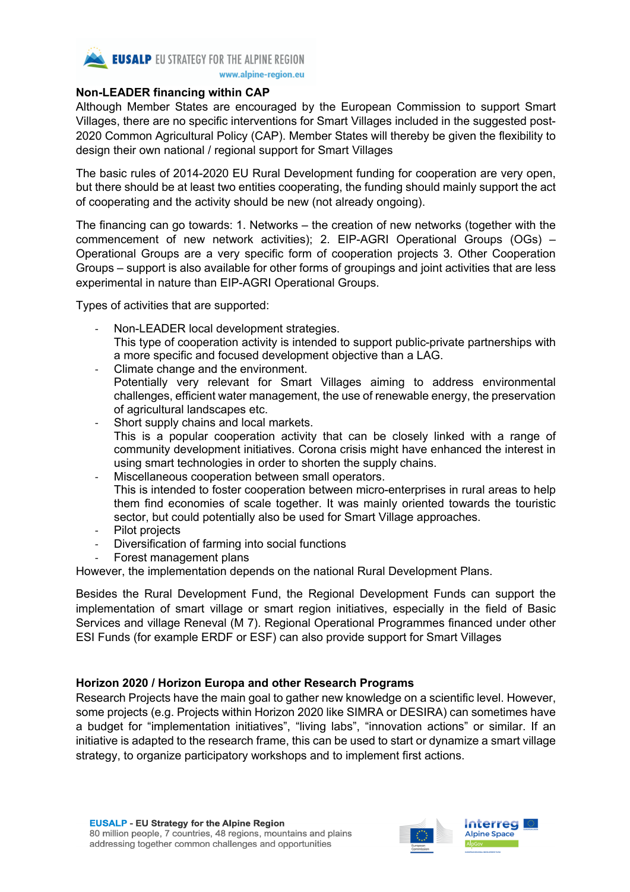## Non-LEADER financing within CAP

Although Member States are encouraged by the European Commission to support Smart Villages, there are no specific interventions for Smart Villages included in the suggested post-2020 Common Agricultural Policy (CAP). Member States will thereby be given the flexibility to design their own national / regional support for Smart Villages

The basic rules of 2014-2020 EU Rural Development funding for cooperation are very open, but there should be at least two entities cooperating, the funding should mainly support the act of cooperating and the activity should be new (not already ongoing).

The financing can go towards: 1. Networks – the creation of new networks (together with the commencement of new network activities); 2. EIP-AGRI Operational Groups (OGs) – Operational Groups are a very specific form of cooperation projects 3. Other Cooperation Groups – support is also available for other forms of groupings and joint activities that are less experimental in nature than EIP-AGRI Operational Groups.

Types of activities that are supported:

- Non-LEADER local development strategies.
  This type of cooperation activity is intended to support public-private partnerships with a more specific and focused development objective than a LAG.
- Climate change and the environment.
  Potentially very relevant for Smart Villages aiming to address environmental challenges, efficient water management, the use of renewable energy, the preservation of agricultural landscapes etc.
- Short supply chains and local markets.
  This is a popular cooperation activity that can be closely linked with a range of community development initiatives. Corona crisis might have enhanced the interest in using smart technologies in order to shorten the supply chains.
- Miscellaneous cooperation between small operators.
  This is intended to foster cooperation between micro-enterprises in rural areas to help them find economies of scale together. It was mainly oriented towards the touristic sector, but could potentially also be used for Smart Village approaches.
- Pilot projects
- Diversification of farming into social functions
- Forest management plans

However, the implementation depends on the national Rural Development Plans.

Besides the Rural Development Fund, the Regional Development Funds can support the implementation of smart village or smart region initiatives, especially in the field of Basic Services and village Reneval (M 7). Regional Operational Programmes financed under other ESI Funds (for example ERDF or ESF) can also provide support for Smart Villages

## Horizon 2020 / Horizon Europa and other Research Programs

Research Projects have the main goal to gather new knowledge on a scientific level. However, some projects (e.g. Projects within Horizon 2020 like SIMRA or DESIRA) can sometimes have a budget for "implementation initiatives", "living labs", "innovation actions" or similar. If an initiative is adapted to the research frame, this can be used to start or dynamize a smart village strategy, to organize participatory workshops and to implement first actions.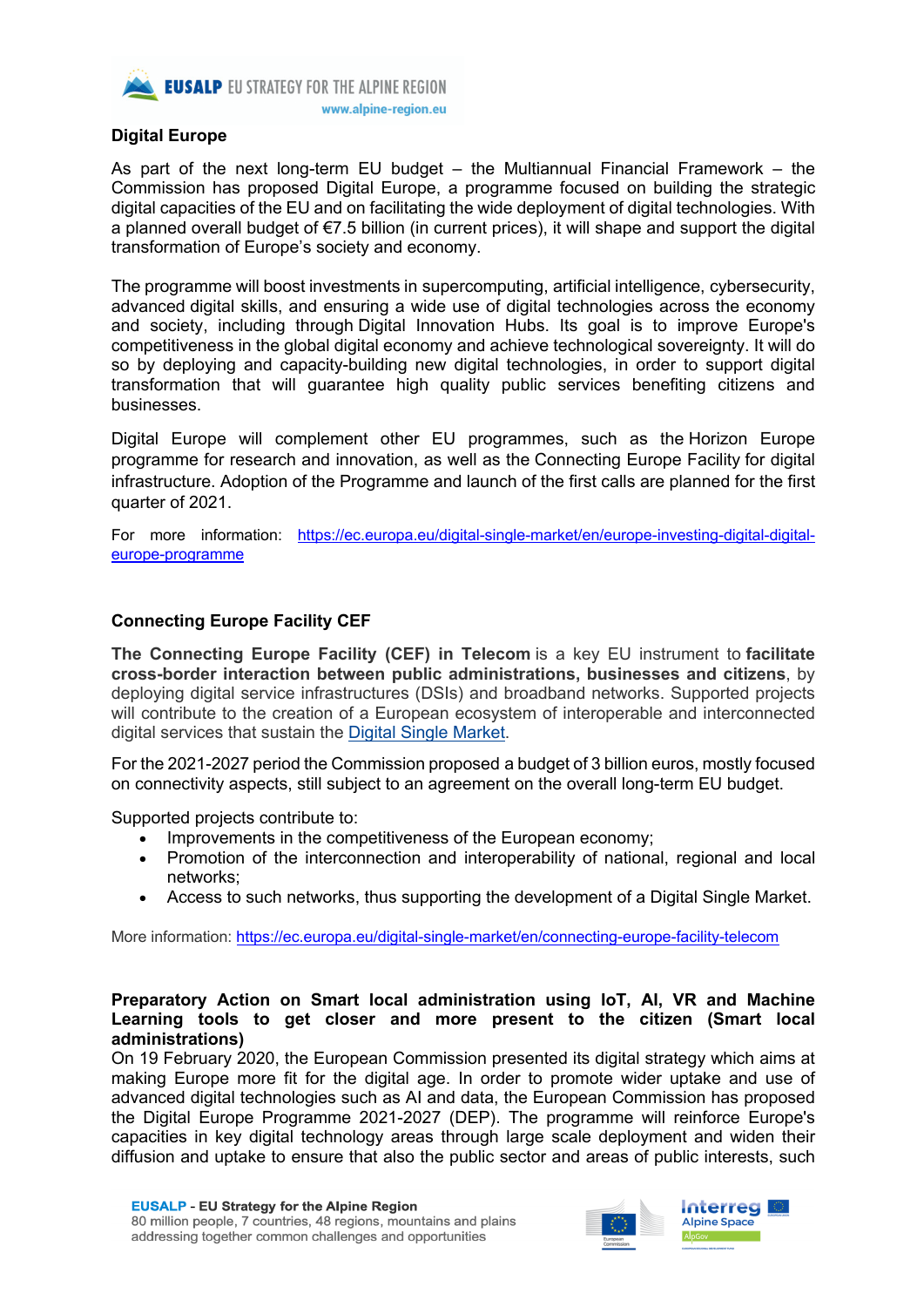## Digital Europe

As part of the next long-term EU budget – the Multiannual Financial Framework – the Commission has proposed Digital Europe, a programme focused on building the strategic digital capacities of the EU and on facilitating the wide deployment of digital technologies. With a planned overall budget of €7.5 billion (in current prices), it will shape and support the digital transformation of Europe's society and economy.

The programme will boost investments in supercomputing, artificial intelligence, cybersecurity, advanced digital skills, and ensuring a wide use of digital technologies across the economy and society, including through Digital Innovation Hubs. Its goal is to improve Europe's competitiveness in the global digital economy and achieve technological sovereignty. It will do so by deploying and capacity-building new digital technologies, in order to support digital transformation that will guarantee high quality public services benefiting citizens and businesses.

Digital Europe will complement other EU programmes, such as the Horizon Europe programme for research and innovation, as well as the Connecting Europe Facility for digital infrastructure. Adoption of the Programme and launch of the first calls are planned for the first quarter of 2021.

For more information: https://ec.europa.eu/digital-single-market/en/europe-investing-digital-digital-europe-programme

## Connecting Europe Facility CEF

**The Connecting Europe Facility (CEF) in Telecom** is a key EU instrument to **facilitate cross-border interaction between public administrations, businesses and citizens**, by deploying digital service infrastructures (DSIs) and broadband networks. Supported projects will contribute to the creation of a European ecosystem of interoperable and interconnected digital services that sustain the Digital Single Market.

For the 2021-2027 period the Commission proposed a budget of 3 billion euros, mostly focused on connectivity aspects, still subject to an agreement on the overall long-term EU budget.

Supported projects contribute to:

- Improvements in the competitiveness of the European economy;
- Promotion of the interconnection and interoperability of national, regional and local networks;
- Access to such networks, thus supporting the development of a Digital Single Market.

More information: https://ec.europa.eu/digital-single-market/en/connecting-europe-facility-telecom

## Preparatory Action on Smart local administration using IoT, AI, VR and Machine Learning tools to get closer and more present to the citizen (Smart local administrations)

On 19 February 2020, the European Commission presented its digital strategy which aims at making Europe more fit for the digital age. In order to promote wider uptake and use of advanced digital technologies such as AI and data, the European Commission has proposed the Digital Europe Programme 2021-2027 (DEP). The programme will reinforce Europe's capacities in key digital technology areas through large scale deployment and widen their diffusion and uptake to ensure that also the public sector and areas of public interests, such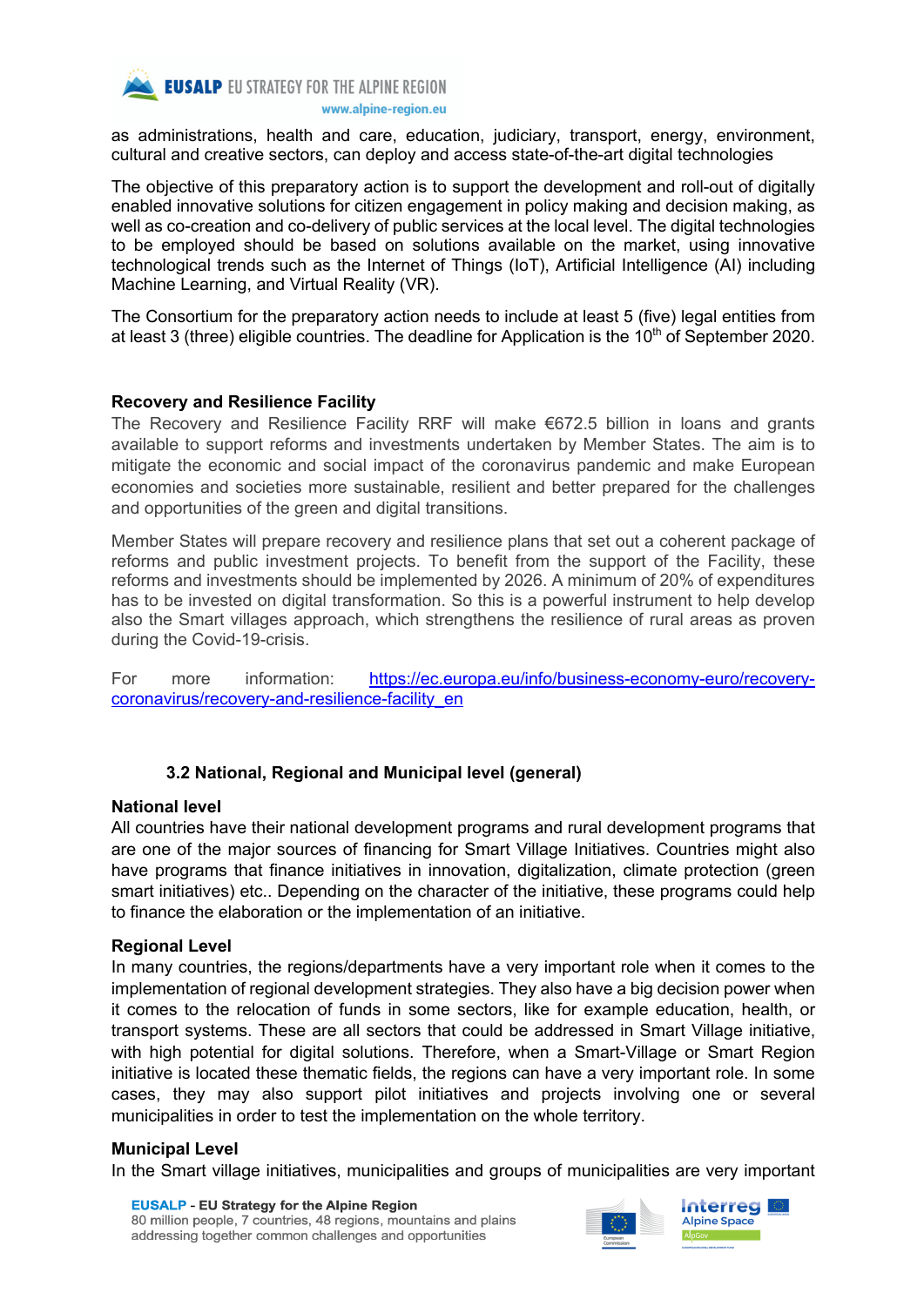as administrations, health and care, education, judiciary, transport, energy, environment, cultural and creative sectors, can deploy and access state-of-the-art digital technologies

The objective of this preparatory action is to support the development and roll-out of digitally enabled innovative solutions for citizen engagement in policy making and decision making, as well as co-creation and co-delivery of public services at the local level. The digital technologies to be employed should be based on solutions available on the market, using innovative technological trends such as the Internet of Things (IoT), Artificial Intelligence (AI) including Machine Learning, and Virtual Reality (VR).

The Consortium for the preparatory action needs to include at least 5 (five) legal entities from at least 3 (three) eligible countries. The deadline for Application is the 10th of September 2020.

**Recovery and Resilience Facility**

The Recovery and Resilience Facility RRF will make €672.5 billion in loans and grants available to support reforms and investments undertaken by Member States. The aim is to mitigate the economic and social impact of the coronavirus pandemic and make European economies and societies more sustainable, resilient and better prepared for the challenges and opportunities of the green and digital transitions.

Member States will prepare recovery and resilience plans that set out a coherent package of reforms and public investment projects. To benefit from the support of the Facility, these reforms and investments should be implemented by 2026. A minimum of 20% of expenditures has to be invested on digital transformation. So this is a powerful instrument to help develop also the Smart villages approach, which strengthens the resilience of rural areas as proven during the Covid-19-crisis.

For more information: https://ec.europa.eu/info/business-economy-euro/recovery-coronavirus/recovery-and-resilience-facility_en

### 3.2 National, Regional and Municipal level (general)

**National level**

All countries have their national development programs and rural development programs that are one of the major sources of financing for Smart Village Initiatives. Countries might also have programs that finance initiatives in innovation, digitalization, climate protection (green smart initiatives) etc.. Depending on the character of the initiative, these programs could help to finance the elaboration or the implementation of an initiative.

**Regional Level**

In many countries, the regions/departments have a very important role when it comes to the implementation of regional development strategies. They also have a big decision power when it comes to the relocation of funds in some sectors, like for example education, health, or transport systems. These are all sectors that could be addressed in Smart Village initiative, with high potential for digital solutions. Therefore, when a Smart-Village or Smart Region initiative is located these thematic fields, the regions can have a very important role. In some cases, they may also support pilot initiatives and projects involving one or several municipalities in order to test the implementation on the whole territory.

**Municipal Level**

In the Smart village initiatives, municipalities and groups of municipalities are very important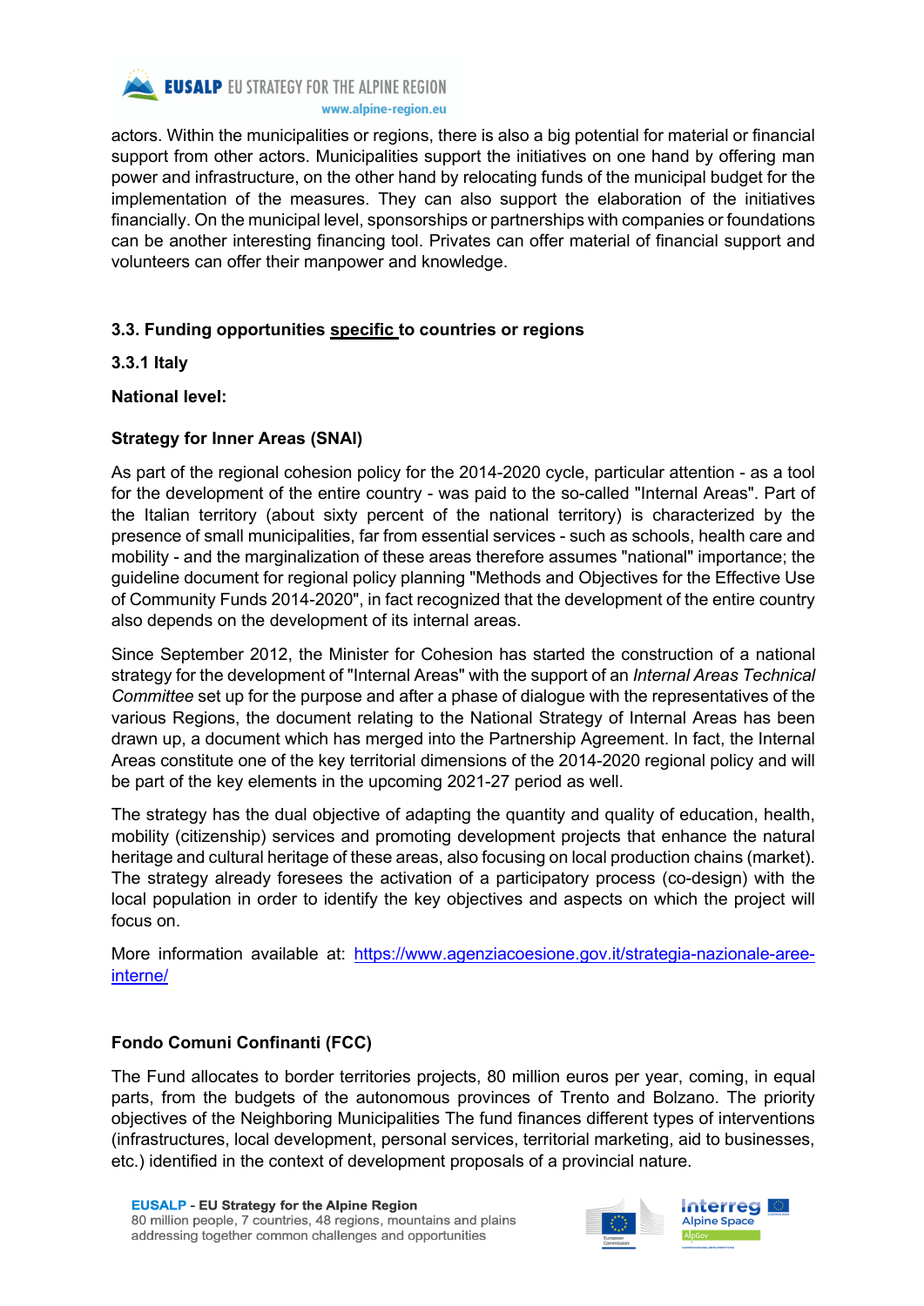actors. Within the municipalities or regions, there is also a big potential for material or financial support from other actors. Municipalities support the initiatives on one hand by offering man power and infrastructure, on the other hand by relocating funds of the municipal budget for the implementation of the measures. They can also support the elaboration of the initiatives financially. On the municipal level, sponsorships or partnerships with companies or foundations can be another interesting financing tool. Privates can offer material of financial support and volunteers can offer their manpower and knowledge.

## 3.3. Funding opportunities specific to countries or regions

### 3.3.1 Italy

**National level:**

**Strategy for Inner Areas (SNAI)**

As part of the regional cohesion policy for the 2014-2020 cycle, particular attention - as a tool for the development of the entire country - was paid to the so-called "Internal Areas". Part of the Italian territory (about sixty percent of the national territory) is characterized by the presence of small municipalities, far from essential services - such as schools, health care and mobility - and the marginalization of these areas therefore assumes "national" importance; the guideline document for regional policy planning "Methods and Objectives for the Effective Use of Community Funds 2014-2020", in fact recognized that the development of the entire country also depends on the development of its internal areas.

Since September 2012, the Minister for Cohesion has started the construction of a national strategy for the development of "Internal Areas" with the support of an *Internal Areas Technical Committee* set up for the purpose and after a phase of dialogue with the representatives of the various Regions, the document relating to the National Strategy of Internal Areas has been drawn up, a document which has merged into the Partnership Agreement. In fact, the Internal Areas constitute one of the key territorial dimensions of the 2014-2020 regional policy and will be part of the key elements in the upcoming 2021-27 period as well.

The strategy has the dual objective of adapting the quantity and quality of education, health, mobility (citizenship) services and promoting development projects that enhance the natural heritage and cultural heritage of these areas, also focusing on local production chains (market). The strategy already foresees the activation of a participatory process (co-design) with the local population in order to identify the key objectives and aspects on which the project will focus on.

More information available at: https://www.agenziacoesione.gov.it/strategia-nazionale-aree-interne/

**Fondo Comuni Confinanti (FCC)**

The Fund allocates to border territories projects, 80 million euros per year, coming, in equal parts, from the budgets of the autonomous provinces of Trento and Bolzano. The priority objectives of the Neighboring Municipalities The fund finances different types of interventions (infrastructures, local development, personal services, territorial marketing, aid to businesses, etc.) identified in the context of development proposals of a provincial nature.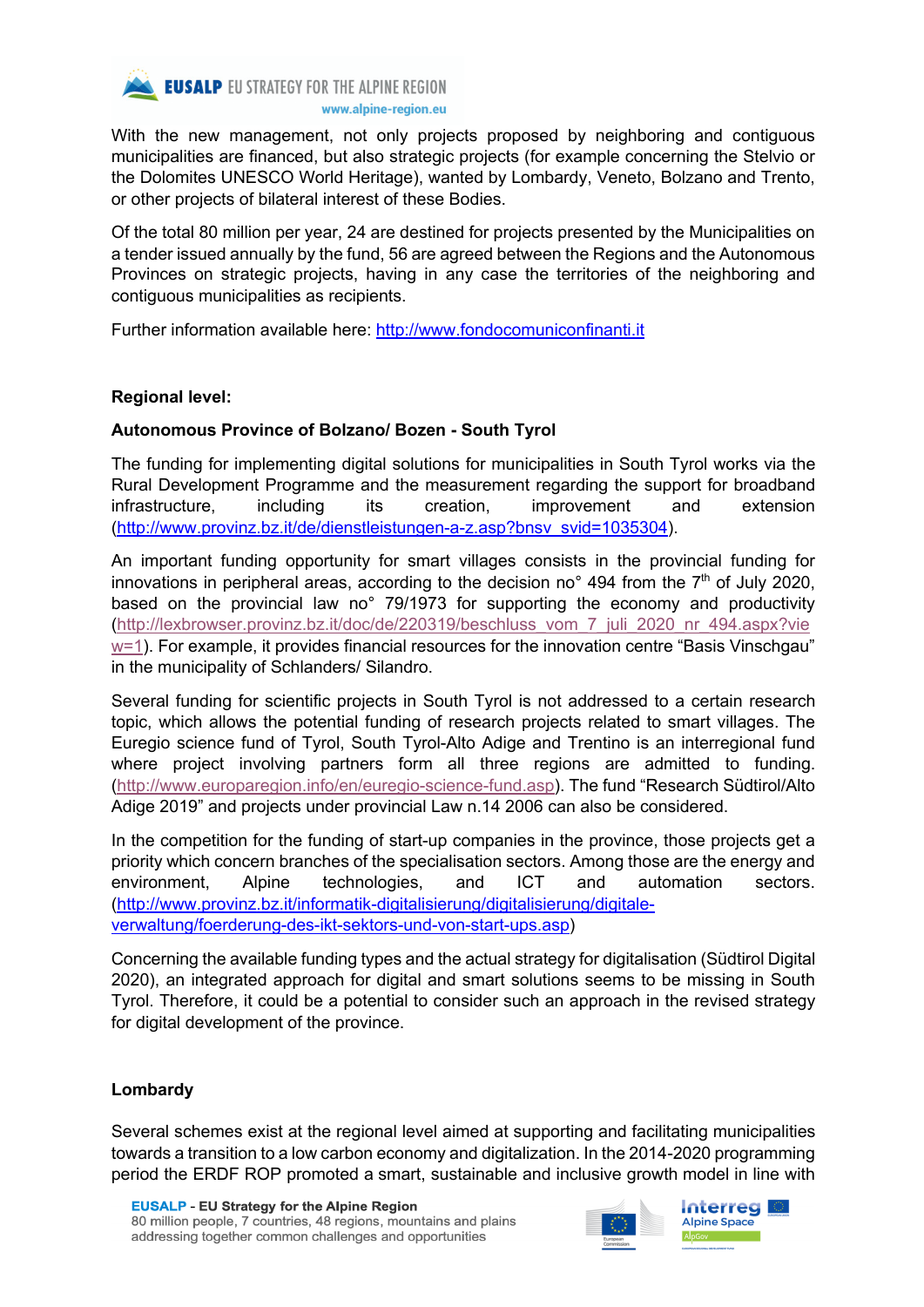With the new management, not only projects proposed by neighboring and contiguous municipalities are financed, but also strategic projects (for example concerning the Stelvio or the Dolomites UNESCO World Heritage), wanted by Lombardy, Veneto, Bolzano and Trento, or other projects of bilateral interest of these Bodies.

Of the total 80 million per year, 24 are destined for projects presented by the Municipalities on a tender issued annually by the fund, 56 are agreed between the Regions and the Autonomous Provinces on strategic projects, having in any case the territories of the neighboring and contiguous municipalities as recipients.

Further information available here: http://www.fondocomuniconfinanti.it

**Regional level:**

**Autonomous Province of Bolzano/ Bozen - South Tyrol**

The funding for implementing digital solutions for municipalities in South Tyrol works via the Rural Development Programme and the measurement regarding the support for broadband infrastructure, including its creation, improvement and extension (http://www.provinz.bz.it/de/dienstleistungen-a-z.asp?bnsv_svid=1035304).

An important funding opportunity for smart villages consists in the provincial funding for innovations in peripheral areas, according to the decision no° 494 from the 7th of July 2020, based on the provincial law no° 79/1973 for supporting the economy and productivity (http://lexbrowser.provinz.bz.it/doc/de/220319/beschluss_vom_7_juli_2020_nr_494.aspx?view=1). For example, it provides financial resources for the innovation centre "Basis Vinschgau" in the municipality of Schlanders/ Silandro.

Several funding for scientific projects in South Tyrol is not addressed to a certain research topic, which allows the potential funding of research projects related to smart villages. The Euregio science fund of Tyrol, South Tyrol-Alto Adige and Trentino is an interregional fund where project involving partners form all three regions are admitted to funding. (http://www.europaregion.info/en/euregio-science-fund.asp). The fund "Research Südtirol/Alto Adige 2019" and projects under provincial Law n.14 2006 can also be considered.

In the competition for the funding of start-up companies in the province, those projects get a priority which concern branches of the specialisation sectors. Among those are the energy and environment, Alpine technologies, and ICT and automation sectors. (http://www.provinz.bz.it/informatik-digitalisierung/digitalisierung/digitale-verwaltung/foerderung-des-ikt-sektors-und-von-start-ups.asp)

Concerning the available funding types and the actual strategy for digitalisation (Südtirol Digital 2020), an integrated approach for digital and smart solutions seems to be missing in South Tyrol. Therefore, it could be a potential to consider such an approach in the revised strategy for digital development of the province.

**Lombardy**

Several schemes exist at the regional level aimed at supporting and facilitating municipalities towards a transition to a low carbon economy and digitalization. In the 2014-2020 programming period the ERDF ROP promoted a smart, sustainable and inclusive growth model in line with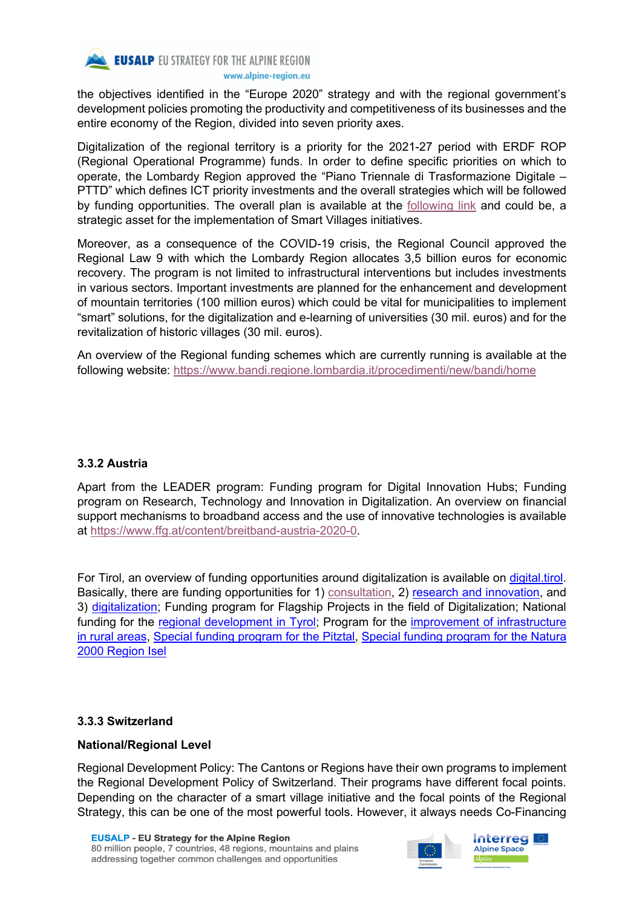the objectives identified in the "Europe 2020" strategy and with the regional government's development policies promoting the productivity and competitiveness of its businesses and the entire economy of the Region, divided into seven priority axes.

Digitalization of the regional territory is a priority for the 2021-27 period with ERDF ROP (Regional Operational Programme) funds. In order to define specific priorities on which to operate, the Lombardy Region approved the "Piano Triennale di Trasformazione Digitale – PTTD" which defines ICT priority investments and the overall strategies which will be followed by funding opportunities. The overall plan is available at the following link and could be, a strategic asset for the implementation of Smart Villages initiatives.

Moreover, as a consequence of the COVID-19 crisis, the Regional Council approved the Regional Law 9 with which the Lombardy Region allocates 3,5 billion euros for economic recovery. The program is not limited to infrastructural interventions but includes investments in various sectors. Important investments are planned for the enhancement and development of mountain territories (100 million euros) which could be vital for municipalities to implement "smart" solutions, for the digitalization and e-learning of universities (30 mil. euros) and for the revitalization of historic villages (30 mil. euros).

An overview of the Regional funding schemes which are currently running is available at the following website: https://www.bandi.regione.lombardia.it/procedimenti/new/bandi/home

### 3.3.2 Austria

Apart from the LEADER program: Funding program for Digital Innovation Hubs; Funding program on Research, Technology and Innovation in Digitalization. An overview on financial support mechanisms to broadband access and the use of innovative technologies is available at https://www.ffg.at/content/breitband-austria-2020-0.

For Tirol, an overview of funding opportunities around digitalization is available on digital.tirol. Basically, there are funding opportunities for 1) consultation, 2) research and innovation, and 3) digitalization; Funding program for Flagship Projects in the field of Digitalization; National funding for the regional development in Tyrol; Program for the improvement of infrastructure in rural areas, Special funding program for the Pitztal, Special funding program for the Natura 2000 Region Isel

### 3.3.3 Switzerland

**National/Regional Level**

Regional Development Policy: The Cantons or Regions have their own programs to implement the Regional Development Policy of Switzerland. Their programs have different focal points. Depending on the character of a smart village initiative and the focal points of the Regional Strategy, this can be one of the most powerful tools. However, it always needs Co-Financing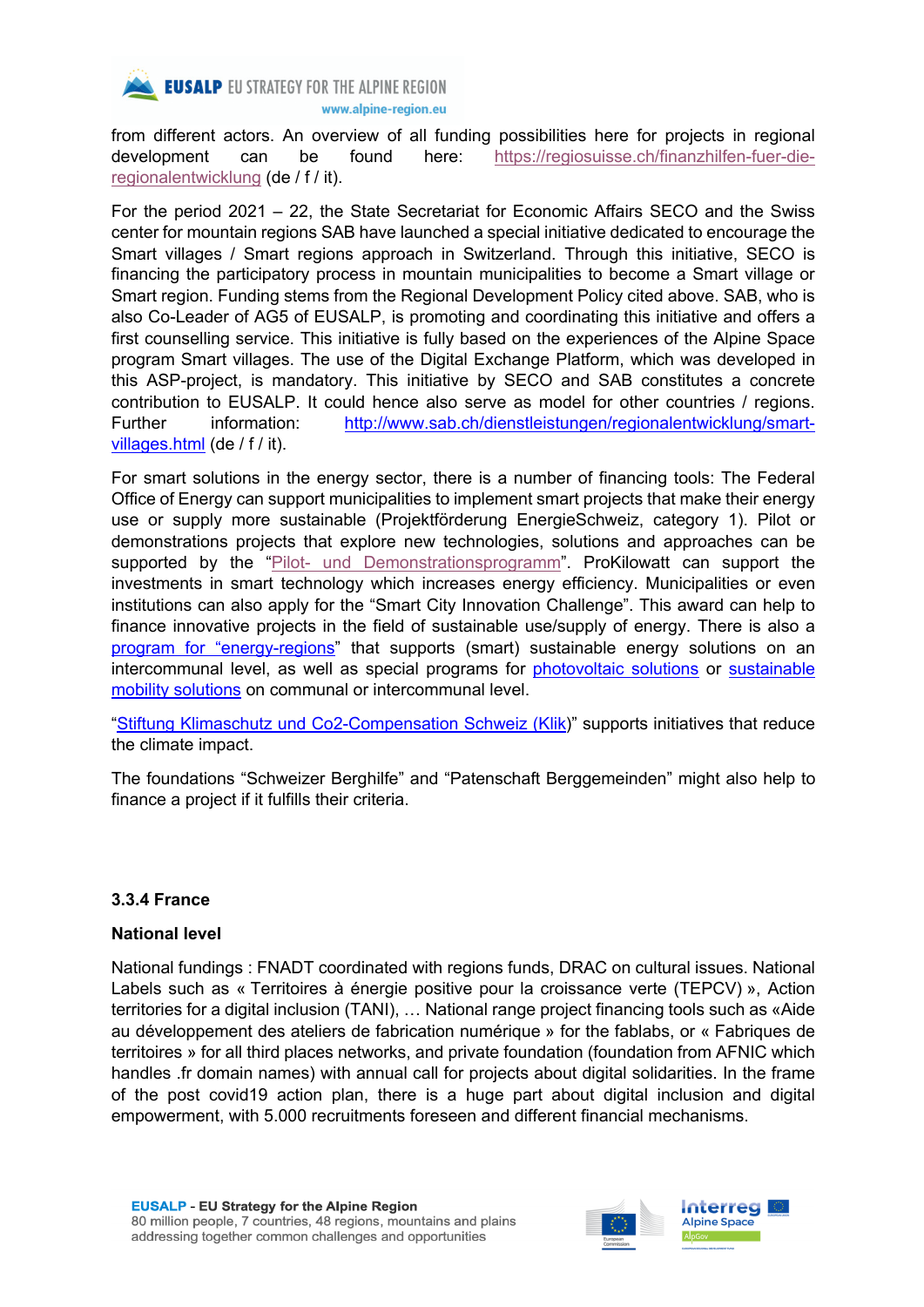from different actors. An overview of all funding possibilities here for projects in regional development can be found here: https://regiosuisse.ch/finanzhilfen-fuer-die-regionalentwicklung (de / f / it).

For the period 2021 – 22, the State Secretariat for Economic Affairs SECO and the Swiss center for mountain regions SAB have launched a special initiative dedicated to encourage the Smart villages / Smart regions approach in Switzerland. Through this initiative, SECO is financing the participatory process in mountain municipalities to become a Smart village or Smart region. Funding stems from the Regional Development Policy cited above. SAB, who is also Co-Leader of AG5 of EUSALP, is promoting and coordinating this initiative and offers a first counselling service. This initiative is fully based on the experiences of the Alpine Space program Smart villages. The use of the Digital Exchange Platform, which was developed in this ASP-project, is mandatory. This initiative by SECO and SAB constitutes a concrete contribution to EUSALP. It could hence also serve as model for other countries / regions. Further information: http://www.sab.ch/dienstleistungen/regionalentwicklung/smart-villages.html (de / f / it).

For smart solutions in the energy sector, there is a number of financing tools: The Federal Office of Energy can support municipalities to implement smart projects that make their energy use or supply more sustainable (Projektförderung EnergieSchweiz, category 1). Pilot or demonstrations projects that explore new technologies, solutions and approaches can be supported by the "Pilot- und Demonstrationsprogramm". ProKilowatt can support the investments in smart technology which increases energy efficiency. Municipalities or even institutions can also apply for the "Smart City Innovation Challenge". This award can help to finance innovative projects in the field of sustainable use/supply of energy. There is also a program for "energy-regions" that supports (smart) sustainable energy solutions on an intercommunal level, as well as special programs for photovoltaic solutions or sustainable mobility solutions on communal or intercommunal level.

"Stiftung Klimaschutz und Co2-Compensation Schweiz (Klik)" supports initiatives that reduce the climate impact.

The foundations "Schweizer Berghilfe" and "Patenschaft Berggemeinden" might also help to finance a project if it fulfills their criteria.

### 3.3.4 France

**National level**

National fundings : FNADT coordinated with regions funds, DRAC on cultural issues. National Labels such as « Territoires à énergie positive pour la croissance verte (TEPCV) », Action territories for a digital inclusion (TANI), … National range project financing tools such as «Aide au développement des ateliers de fabrication numérique » for the fablabs, or « Fabriques de territoires » for all third places networks, and private foundation (foundation from AFNIC which handles .fr domain names) with annual call for projects about digital solidarities. In the frame of the post covid19 action plan, there is a huge part about digital inclusion and digital empowerment, with 5.000 recruitments foreseen and different financial mechanisms.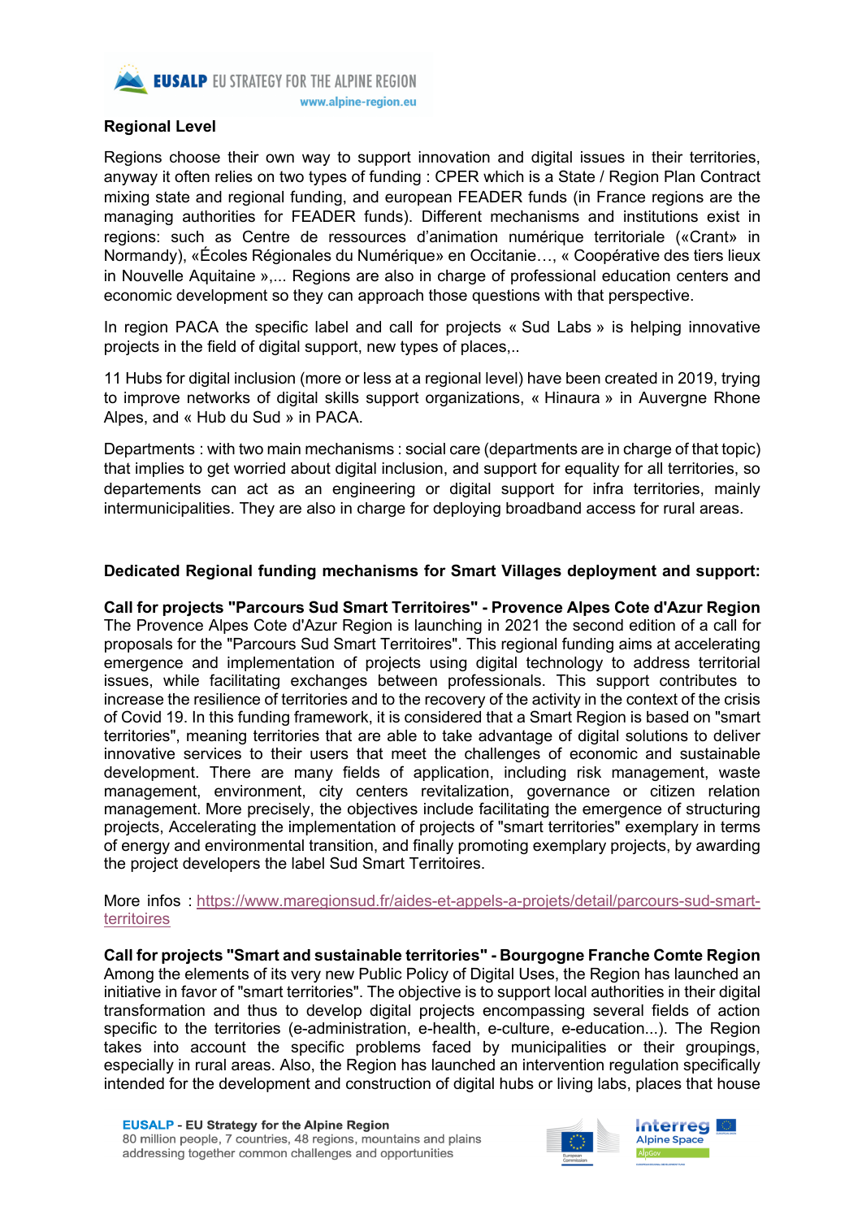### Regional Level

Regions choose their own way to support innovation and digital issues in their territories, anyway it often relies on two types of funding : CPER which is a State / Region Plan Contract mixing state and regional funding, and european FEADER funds (in France regions are the managing authorities for FEADER funds). Different mechanisms and institutions exist in regions: such as Centre de ressources d'animation numérique territoriale («Crant» in Normandy), «Écoles Régionales du Numérique» en Occitanie…, « Coopérative des tiers lieux in Nouvelle Aquitaine »,... Regions are also in charge of professional education centers and economic development so they can approach those questions with that perspective.

In region PACA the specific label and call for projects « Sud Labs » is helping innovative projects in the field of digital support, new types of places,..

11 Hubs for digital inclusion (more or less at a regional level) have been created in 2019, trying to improve networks of digital skills support organizations, « Hinaura » in Auvergne Rhone Alpes, and « Hub du Sud » in PACA.

Departments : with two main mechanisms : social care (departments are in charge of that topic) that implies to get worried about digital inclusion, and support for equality for all territories, so departements can act as an engineering or digital support for infra territories, mainly intermunicipalities. They are also in charge for deploying broadband access for rural areas.

**Dedicated Regional funding mechanisms for Smart Villages deployment and support:**

**Call for projects "Parcours Sud Smart Territoires" - Provence Alpes Cote d'Azur Region**
The Provence Alpes Cote d'Azur Region is launching in 2021 the second edition of a call for proposals for the "Parcours Sud Smart Territoires". This regional funding aims at accelerating emergence and implementation of projects using digital technology to address territorial issues, while facilitating exchanges between professionals. This support contributes to increase the resilience of territories and to the recovery of the activity in the context of the crisis of Covid 19. In this funding framework, it is considered that a Smart Region is based on "smart territories", meaning territories that are able to take advantage of digital solutions to deliver innovative services to their users that meet the challenges of economic and sustainable development. There are many fields of application, including risk management, waste management, environment, city centers revitalization, governance or citizen relation management. More precisely, the objectives include facilitating the emergence of structuring projects, Accelerating the implementation of projects of "smart territories" exemplary in terms of energy and environmental transition, and finally promoting exemplary projects, by awarding the project developers the label Sud Smart Territoires.

More infos : [https://www.maregionsud.fr/aides-et-appels-a-projets/detail/parcours-sud-smart-territoires](https://www.maregionsud.fr/aides-et-appels-a-projets/detail/parcours-sud-smart-territoires)

**Call for projects "Smart and sustainable territories" - Bourgogne Franche Comte Region**
Among the elements of its very new Public Policy of Digital Uses, the Region has launched an initiative in favor of "smart territories". The objective is to support local authorities in their digital transformation and thus to develop digital projects encompassing several fields of action specific to the territories (e-administration, e-health, e-culture, e-education...). The Region takes into account the specific problems faced by municipalities or their groupings, especially in rural areas. Also, the Region has launched an intervention regulation specifically intended for the development and construction of digital hubs or living labs, places that house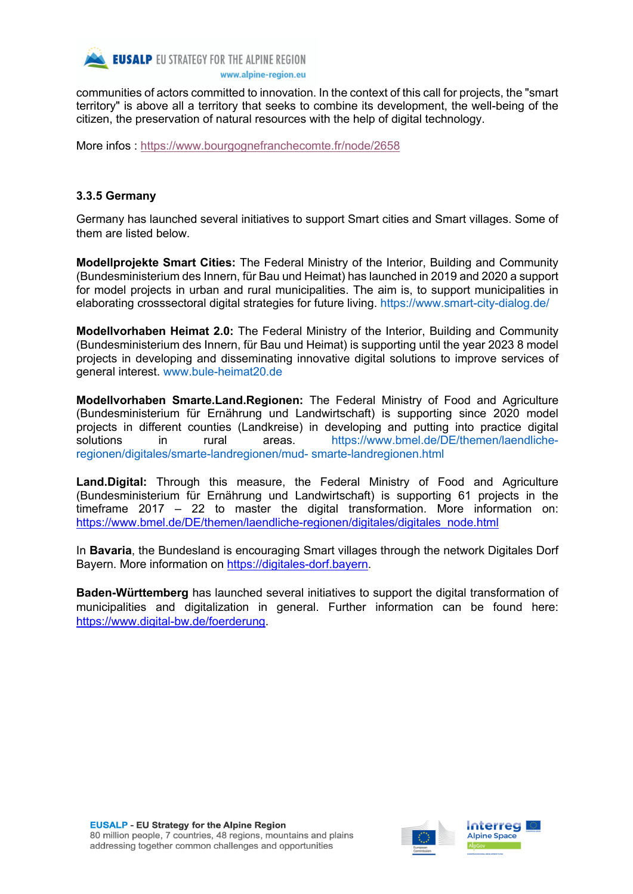communities of actors committed to innovation. In the context of this call for projects, the "smart territory" is above all a territory that seeks to combine its development, the well-being of the citizen, the preservation of natural resources with the help of digital technology.

More infos : https://www.bourgognefranchecomte.fr/node/2658

### 3.3.5 Germany

Germany has launched several initiatives to support Smart cities and Smart villages. Some of them are listed below.

**Modellprojekte Smart Cities:** The Federal Ministry of the Interior, Building and Community (Bundesministerium des Innern, für Bau und Heimat) has launched in 2019 and 2020 a support for model projects in urban and rural municipalities. The aim is, to support municipalities in elaborating crosssectoral digital strategies for future living. https://www.smart-city-dialog.de/

**Modellvorhaben Heimat 2.0:** The Federal Ministry of the Interior, Building and Community (Bundesministerium des Innern, für Bau und Heimat) is supporting until the year 2023 8 model projects in developing and disseminating innovative digital solutions to improve services of general interest. www.bule-heimat20.de

**Modellvorhaben Smarte.Land.Regionen:** The Federal Ministry of Food and Agriculture (Bundesministerium für Ernährung und Landwirtschaft) is supporting since 2020 model projects in different counties (Landkreise) in developing and putting into practice digital solutions in rural areas. https://www.bmel.de/DE/themen/laendliche-regionen/digitales/smarte-landregionen/mud- smarte-landregionen.html

**Land.Digital:** Through this measure, the Federal Ministry of Food and Agriculture (Bundesministerium für Ernährung und Landwirtschaft) is supporting 61 projects in the timeframe 2017 – 22 to master the digital transformation. More information on: https://www.bmel.de/DE/themen/laendliche-regionen/digitales/digitales_node.html

In **Bavaria**, the Bundesland is encouraging Smart villages through the network Digitales Dorf Bayern. More information on https://digitales-dorf.bayern.

**Baden-Württemberg** has launched several initiatives to support the digital transformation of municipalities and digitalization in general. Further information can be found here: https://www.digital-bw.de/foerderung.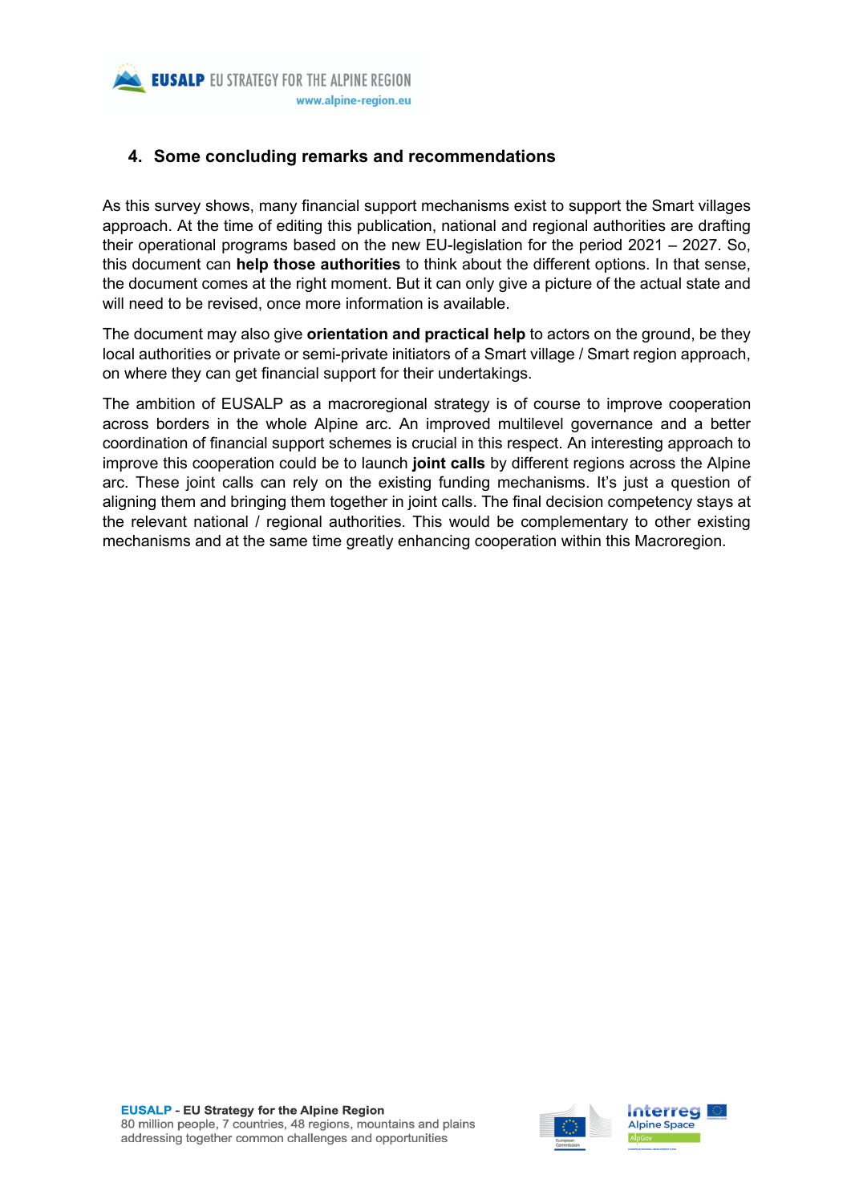## 4. Some concluding remarks and recommendations

As this survey shows, many financial support mechanisms exist to support the Smart villages approach. At the time of editing this publication, national and regional authorities are drafting their operational programs based on the new EU-legislation for the period 2021 – 2027. So, this document can **help those authorities** to think about the different options. In that sense, the document comes at the right moment. But it can only give a picture of the actual state and will need to be revised, once more information is available.

The document may also give **orientation and practical help** to actors on the ground, be they local authorities or private or semi-private initiators of a Smart village / Smart region approach, on where they can get financial support for their undertakings.

The ambition of EUSALP as a macroregional strategy is of course to improve cooperation across borders in the whole Alpine arc. An improved multilevel governance and a better coordination of financial support schemes is crucial in this respect. An interesting approach to improve this cooperation could be to launch **joint calls** by different regions across the Alpine arc. These joint calls can rely on the existing funding mechanisms. It's just a question of aligning them and bringing them together in joint calls. The final decision competency stays at the relevant national / regional authorities. This would be complementary to other existing mechanisms and at the same time greatly enhancing cooperation within this Macroregion.